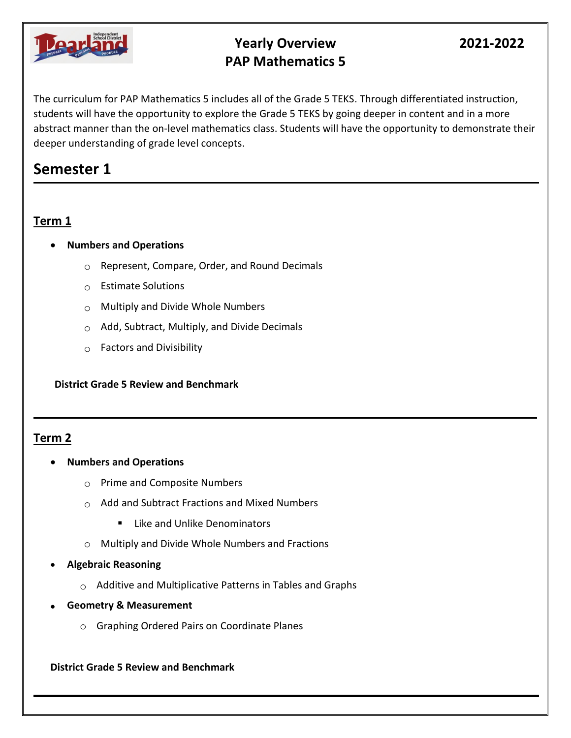# Yearly Overview 2021-2022
# PAP Mathematics 5

The curriculum for PAP Mathematics 5 includes all of the Grade 5 TEKS. Through differentiated instruction, students will have the opportunity to explore the Grade 5 TEKS by going deeper in content and in a more abstract manner than the on-level mathematics class. Students will have the opportunity to demonstrate their deeper understanding of grade level concepts.

## Semester 1

### Term 1

- **Numbers and Operations**
  - Represent, Compare, Order, and Round Decimals
  - Estimate Solutions
  - Multiply and Divide Whole Numbers
  - Add, Subtract, Multiply, and Divide Decimals
  - Factors and Divisibility

**District Grade 5 Review and Benchmark**

### Term 2

- **Numbers and Operations**
  - Prime and Composite Numbers
  - Add and Subtract Fractions and Mixed Numbers
    - Like and Unlike Denominators
  - Multiply and Divide Whole Numbers and Fractions
- **Algebraic Reasoning**
  - Additive and Multiplicative Patterns in Tables and Graphs
- **Geometry & Measurement**
  - Graphing Ordered Pairs on Coordinate Planes

**District Grade 5 Review and Benchmark**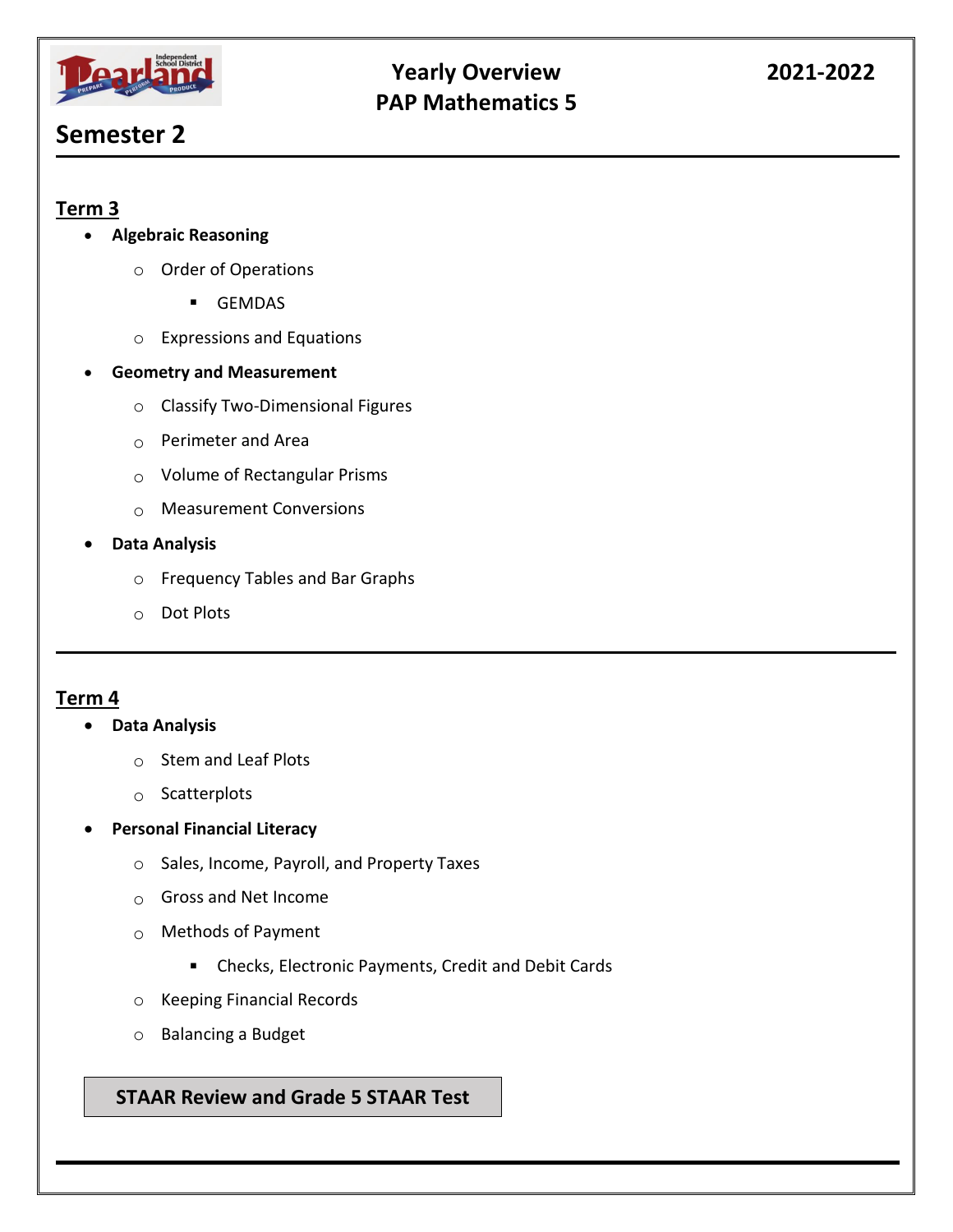# Yearly Overview
# PAP Mathematics 5

**2021-2022**

## Semester 2

### Term 3

- **Algebraic Reasoning**
  - Order of Operations
    - GEMDAS
  - Expressions and Equations
- **Geometry and Measurement**
  - Classify Two-Dimensional Figures
  - Perimeter and Area
  - Volume of Rectangular Prisms
  - Measurement Conversions
- **Data Analysis**
  - Frequency Tables and Bar Graphs
  - Dot Plots

### Term 4

- **Data Analysis**
  - Stem and Leaf Plots
  - Scatterplots
- **Personal Financial Literacy**
  - Sales, Income, Payroll, and Property Taxes
  - Gross and Net Income
  - Methods of Payment
    - Checks, Electronic Payments, Credit and Debit Cards
  - Keeping Financial Records
  - Balancing a Budget

**STAAR Review and Grade 5 STAAR Test**